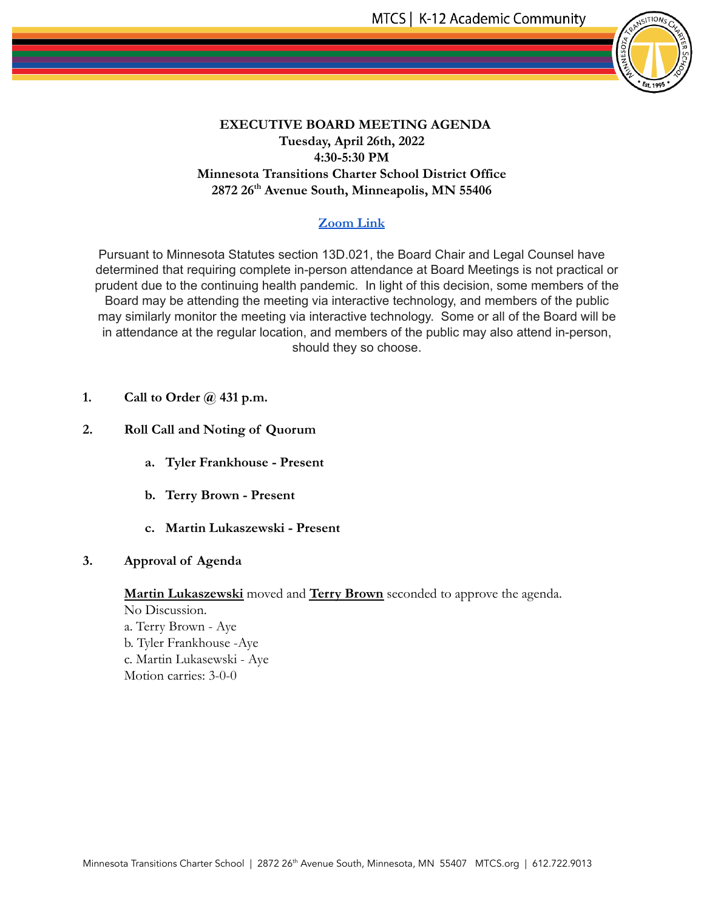# EXECUTIVE BOARD MEETING AGENDA

**Tuesday, April 26th, 2022**
**4:30-5:30 PM**
**Minnesota Transitions Charter School District Office**
**2872 26th Avenue South, Minneapolis, MN 55406**

**Zoom Link**

Pursuant to Minnesota Statutes section 13D.021, the Board Chair and Legal Counsel have determined that requiring complete in-person attendance at Board Meetings is not practical or prudent due to the continuing health pandemic. In light of this decision, some members of the Board may be attending the meeting via interactive technology, and members of the public may similarly monitor the meeting via interactive technology. Some or all of the Board will be in attendance at the regular location, and members of the public may also attend in-person, should they so choose.

1. **Call to Order @ 431 p.m.**
2. **Roll Call and Noting of Quorum**
   a. **Tyler Frankhouse - Present**
   b. **Terry Brown - Present**
   c. **Martin Lukaszewski - Present**
3. **Approval of Agenda**

   **Martin Lukaszewski** moved and **Terry Brown** seconded to approve the agenda.
   No Discussion.
   a. Terry Brown - Aye
   b. Tyler Frankhouse -Aye
   c. Martin Lukasewski - Aye
   Motion carries: 3-0-0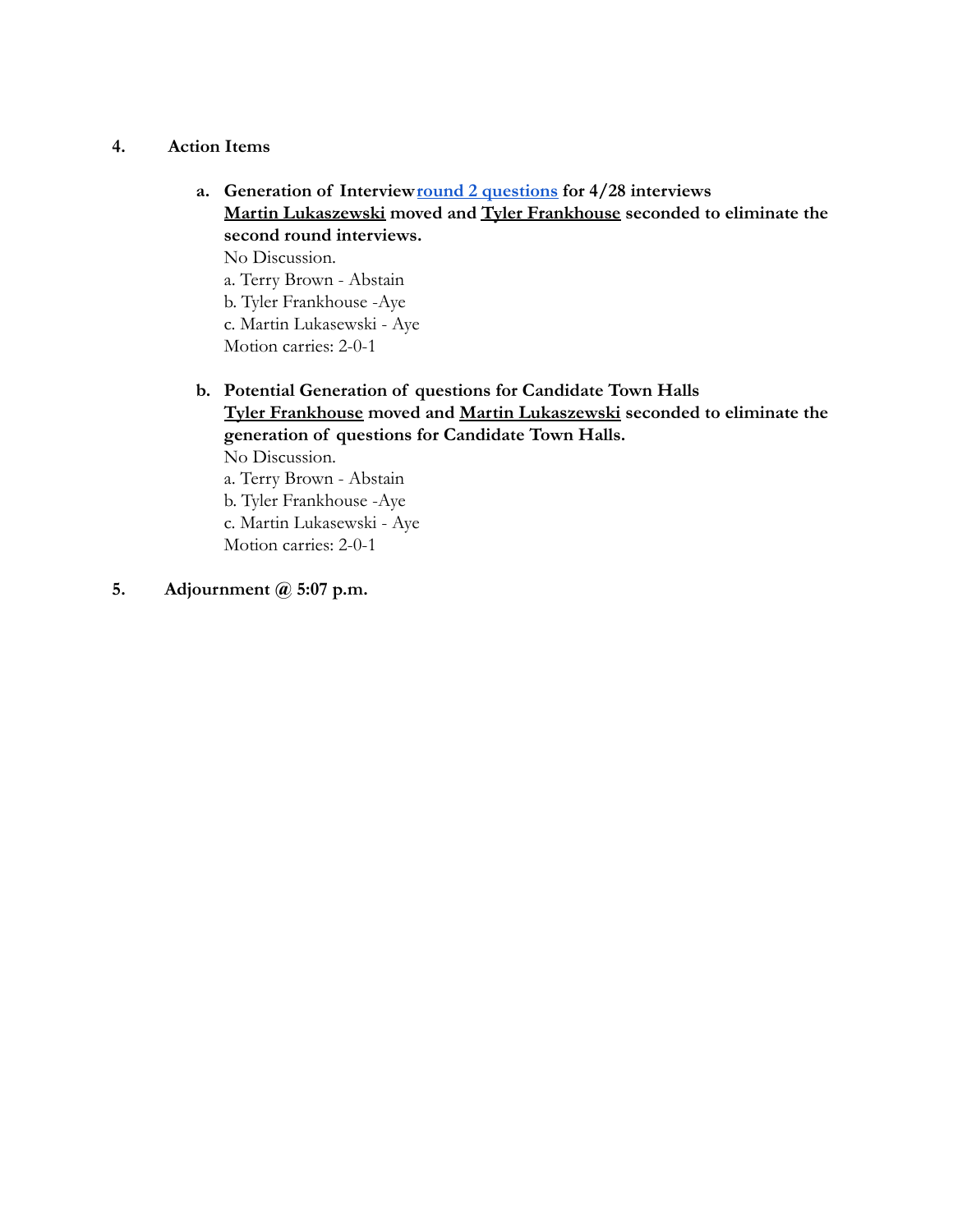4. **Action Items**

   a. **Generation of Interview round 2 questions for 4/28 interviews**
   **Martin Lukaszewski moved and Tyler Frankhouse seconded to eliminate the second round interviews.**
   No Discussion.
   a. Terry Brown - Abstain
   b. Tyler Frankhouse -Aye
   c. Martin Lukasewski - Aye
   Motion carries: 2-0-1

   b. **Potential Generation of questions for Candidate Town Halls**
   **Tyler Frankhouse moved and Martin Lukaszewski seconded to eliminate the generation of questions for Candidate Town Halls.**
   No Discussion.
   a. Terry Brown - Abstain
   b. Tyler Frankhouse -Aye
   c. Martin Lukasewski - Aye
   Motion carries: 2-0-1

5. **Adjournment @ 5:07 p.m.**